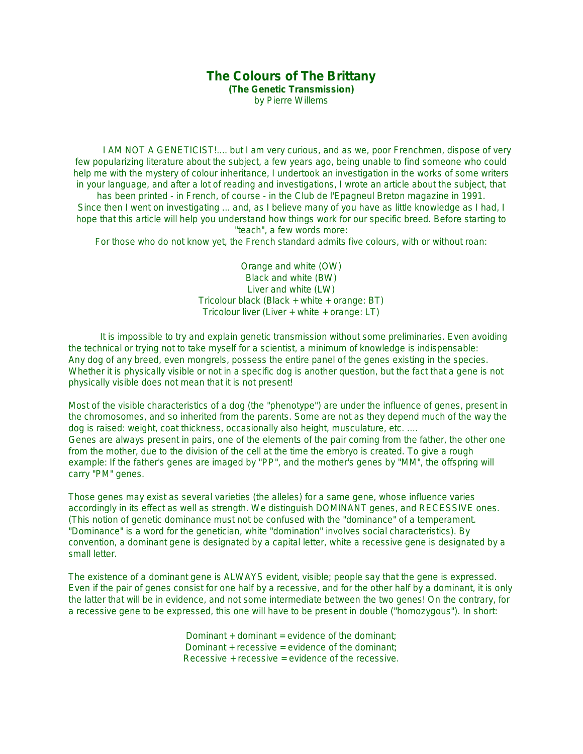# The Colours of The Brittany

**(The Genetic Transmission)**

by Pierre Willems

I AM NOT A GENETICIST!.... but I am very curious, and as we, poor Frenchmen, dispose of very few popularizing literature about the subject, a few years ago, being unable to find someone who could help me with the mystery of colour inheritance, I undertook an investigation in the works of some writers in your language, and after a lot of reading and investigations, I wrote an article about the subject, that has been printed - in French, of course - in the Club de l'Epagneul Breton magazine in 1991. Since then I went on investigating ... and, as I believe many of you have as little knowledge as I had, I hope that this article will help you understand how things work for our specific breed. Before starting to "teach", a few words more:

For those who do not know yet, the French standard admits five colours, with or without roan:

Orange and white (OW)
Black and white (BW)
Liver and white (LW)
Tricolour black (Black + white + orange: BT)
Tricolour liver (Liver + white + orange: LT)

It is impossible to try and explain genetic transmission without some preliminaries. Even avoiding the technical or trying not to take myself for a scientist, a minimum of knowledge is indispensable: Any dog of any breed, even mongrels, possess the entire panel of the genes existing in the species. Whether it is physically visible or not in a specific dog is another question, but the fact that a gene is not physically visible does not mean that it is not present!

Most of the visible characteristics of a dog (the "phenotype") are under the influence of genes, present in the chromosomes, and so inherited from the parents. Some are not as they depend much of the way the dog is raised: weight, coat thickness, occasionally also height, musculature, etc. ....
Genes are always present in pairs, one of the elements of the pair coming from the father, the other one from the mother, due to the division of the cell at the time the embryo is created. To give a rough example: If the father's genes are imaged by "PP", and the mother's genes by "MM", the offspring will carry "PM" genes.

Those genes may exist as several varieties (the alleles) for a same gene, whose influence varies accordingly in its effect as well as strength. We distinguish DOMINANT genes, and RECESSIVE ones. (This notion of genetic dominance must not be confused with the "dominance" of a temperament. "Dominance" is a word for the genetician, white "domination" involves social characteristics). By convention, a dominant gene is designated by a capital letter, white a recessive gene is designated by a small letter.

The existence of a dominant gene is ALWAYS evident, visible; people say that the gene is expressed. Even if the pair of genes consist for one half by a recessive, and for the other half by a dominant, it is only the latter that will be in evidence, and not some intermediate between the two genes! On the contrary, for a recessive gene to be expressed, this one will have to be present in double ("homozygous"). In short:

Dominant + dominant = evidence of the dominant;
Dominant + recessive = evidence of the dominant;
Recessive + recessive = evidence of the recessive.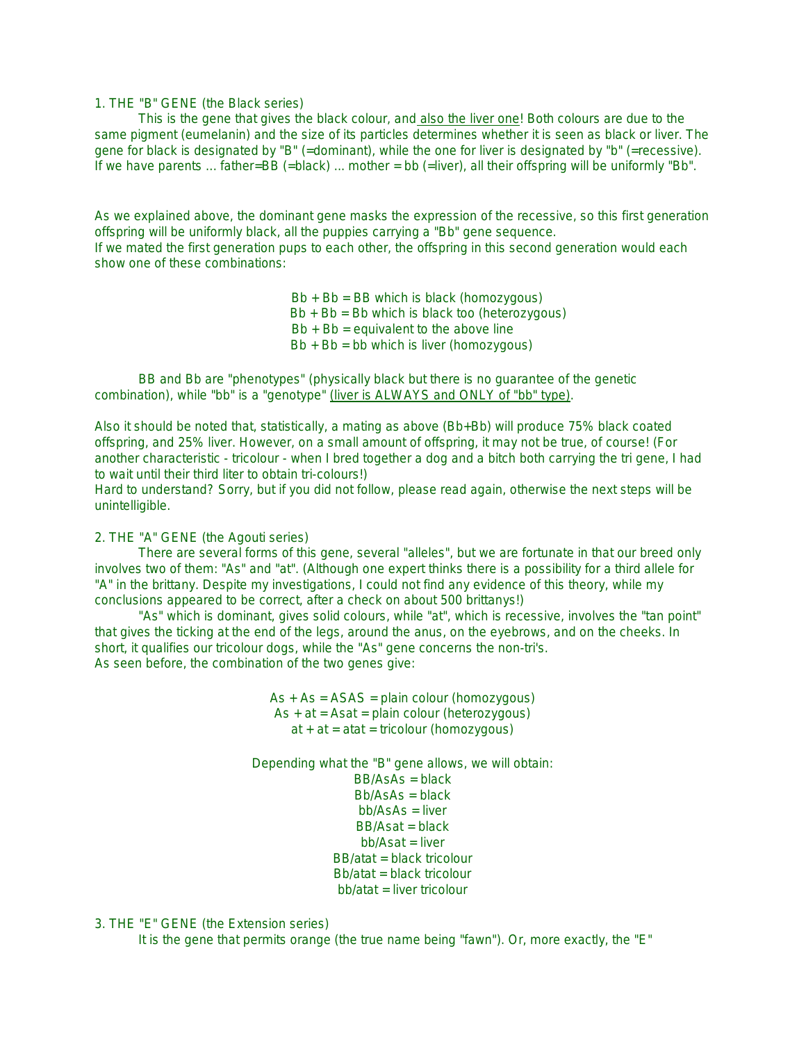1. THE "B" GENE (the Black series)

This is the gene that gives the black colour, and also the liver one! Both colours are due to the same pigment (eumelanin) and the size of its particles determines whether it is seen as black or liver. The gene for black is designated by "B" (=dominant), while the one for liver is designated by "b" (=recessive). If we have parents ... father=BB (=black) ... mother = bb (=liver), all their offspring will be uniformly "Bb".

As we explained above, the dominant gene masks the expression of the recessive, so this first generation offspring will be uniformly black, all the puppies carrying a "Bb" gene sequence.
If we mated the first generation pups to each other, the offspring in this second generation would each show one of these combinations:

Bb + Bb = BB which is black (homozygous)
Bb + Bb = Bb which is black too (heterozygous)
Bb + Bb = equivalent to the above line
Bb + Bb = bb which is liver (homozygous)

BB and Bb are "phenotypes" (physically black but there is no guarantee of the genetic combination), while "bb" is a "genotype" (liver is ALWAYS and ONLY of "bb" type).

Also it should be noted that, statistically, a mating as above (Bb+Bb) will produce 75% black coated offspring, and 25% liver. However, on a small amount of offspring, it may not be true, of course! (For another characteristic - tricolour - when I bred together a dog and a bitch both carrying the tri gene, I had to wait until their third liter to obtain tri-colours!)
Hard to understand? Sorry, but if you did not follow, please read again, otherwise the next steps will be unintelligible.

2. THE "A" GENE (the Agouti series)

There are several forms of this gene, several "alleles", but we are fortunate in that our breed only involves two of them: "As" and "at". (Although one expert thinks there is a possibility for a third allele for "A" in the brittany. Despite my investigations, I could not find any evidence of this theory, while my conclusions appeared to be correct, after a check on about 500 brittanys!)

"As" which is dominant, gives solid colours, while "at", which is recessive, involves the "tan point" that gives the ticking at the end of the legs, around the anus, on the eyebrows, and on the cheeks. In short, it qualifies our tricolour dogs, while the "As" gene concerns the non-tri's.
As seen before, the combination of the two genes give:

As + As = ASAS = plain colour (homozygous)
As + at = Asat = plain colour (heterozygous)
at + at = atat = tricolour (homozygous)

Depending what the "B" gene allows, we will obtain:
BB/AsAs = black
Bb/AsAs = black
bb/AsAs = liver
BB/Asat = black
bb/Asat = liver
BB/atat = black tricolour
Bb/atat = black tricolour
bb/atat = liver tricolour

3. THE "E" GENE (the Extension series)

It is the gene that permits orange (the true name being "fawn"). Or, more exactly, the "E"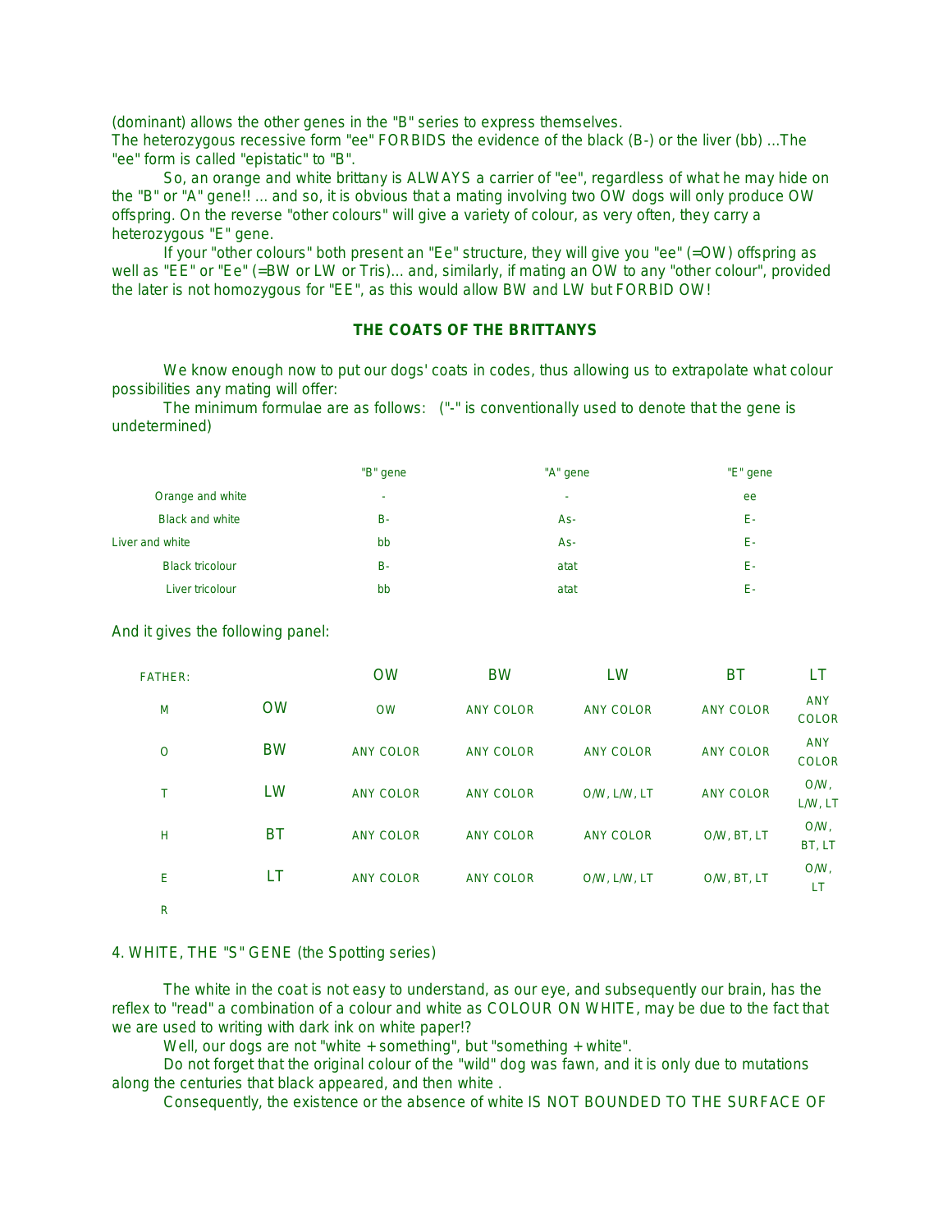(dominant) allows the other genes in the "B" series to express themselves.
The heterozygous recessive form "ee" FORBIDS the evidence of the black (B-) or the liver (bb) ...The "ee" form is called "epistatic" to "B".

So, an orange and white brittany is ALWAYS a carrier of "ee", regardless of what he may hide on the "B" or "A" gene!! ... and so, it is obvious that a mating involving two OW dogs will only produce OW offspring. On the reverse "other colours" will give a variety of colour, as very often, they carry a heterozygous "E" gene.

If your "other colours" both present an "Ee" structure, they will give you "ee" (=OW) offspring as well as "EE" or "Ee" (=BW or LW or Tris)... and, similarly, if mating an OW to any "other colour", provided the later is not homozygous for "EE", as this would allow BW and LW but FORBID OW!

### THE COATS OF THE BRITTANYS

We know enough now to put our dogs' coats in codes, thus allowing us to extrapolate what colour possibilities any mating will offer:

The minimum formulae are as follows: ("-" is conventionally used to denote that the gene is undetermined)

| | "B" gene | "A" gene | "E" gene |
|---|---|---|---|
| Orange and white | - | - | ee |
| Black and white | B- | As- | E- |
| Liver and white | bb | As- | E- |
| Black tricolour | B- | atat | E- |
| Liver tricolour | bb | atat | E- |

And it gives the following panel:

| FATHER: | | OW | BW | LW | BT | LT |
|---|---|---|---|---|---|---|
| M | OW | OW | ANY COLOR | ANY COLOR | ANY COLOR | ANY COLOR |
| O | BW | ANY COLOR | ANY COLOR | ANY COLOR | ANY COLOR | ANY COLOR |
| T | LW | ANY COLOR | ANY COLOR | O/W, L/W, LT | ANY COLOR | O/W, L/W, LT |
| H | BT | ANY COLOR | ANY COLOR | ANY COLOR | O/W, BT, LT | O/W, BT, LT |
| E | LT | ANY COLOR | ANY COLOR | O/W, L/W, LT | O/W, BT, LT | O/W, LT |
| R | | | | | | |

### 4. WHITE, THE "S" GENE (the Spotting series)

The white in the coat is not easy to understand, as our eye, and subsequently our brain, has the reflex to "read" a combination of a colour and white as COLOUR ON WHITE, may be due to the fact that we are used to writing with dark ink on white paper!?

Well, our dogs are not "white + something", but "something + white".

Do not forget that the original colour of the "wild" dog was fawn, and it is only due to mutations along the centuries that black appeared, and then white .

Consequently, the existence or the absence of white IS NOT BOUNDED TO THE SURFACE OF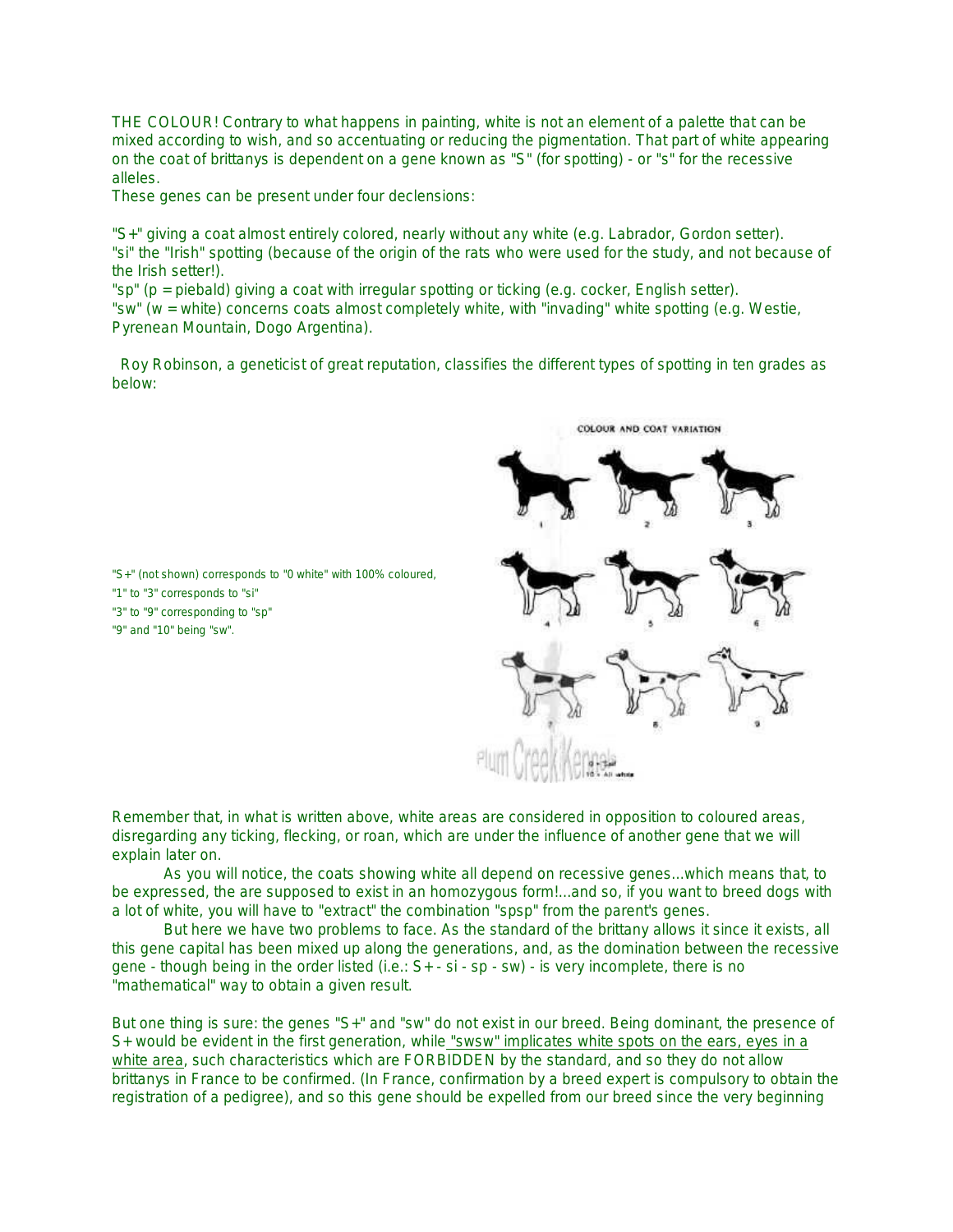THE COLOUR! Contrary to what happens in painting, white is not an element of a palette that can be mixed according to wish, and so accentuating or reducing the pigmentation. That part of white appearing on the coat of brittanys is dependent on a gene known as "S" (for spotting) - or "s" for the recessive alleles.

These genes can be present under four declensions:

"S+" giving a coat almost entirely colored, nearly without any white (e.g. Labrador, Gordon setter).
"si" the "Irish" spotting (because of the origin of the rats who were used for the study, and not because of the Irish setter!).
"sp" (p = piebald) giving a coat with irregular spotting or ticking (e.g. cocker, English setter).
"sw" (w = white) concerns coats almost completely white, with "invading" white spotting (e.g. Westie, Pyrenean Mountain, Dogo Argentina).

Roy Robinson, a geneticist of great reputation, classifies the different types of spotting in ten grades as below:

"S+" (not shown) corresponds to "0 white" with 100% coloured,
"1" to "3" corresponds to "si"
"3" to "9" corresponding to "sp"
"9" and "10" being "sw".

Remember that, in what is written above, white areas are considered in opposition to coloured areas, disregarding any ticking, flecking, or roan, which are under the influence of another gene that we will explain later on.

As you will notice, the coats showing white all depend on recessive genes...which means that, to be expressed, the are supposed to exist in an homozygous form!...and so, if you want to breed dogs with a lot of white, you will have to "extract" the combination "spsp" from the parent's genes.

But here we have two problems to face. As the standard of the brittany allows it since it exists, all this gene capital has been mixed up along the generations, and, as the domination between the recessive gene - though being in the order listed (i.e.: S+ - si - sp - sw) - is very incomplete, there is no "mathematical" way to obtain a given result.

But one thing is sure: the genes "S+" and "sw" do not exist in our breed. Being dominant, the presence of S+ would be evident in the first generation, while "swsw" implicates white spots on the ears, eyes in a white area, such characteristics which are FORBIDDEN by the standard, and so they do not allow brittanys in France to be confirmed. (In France, confirmation by a breed expert is compulsory to obtain the registration of a pedigree), and so this gene should be expelled from our breed since the very beginning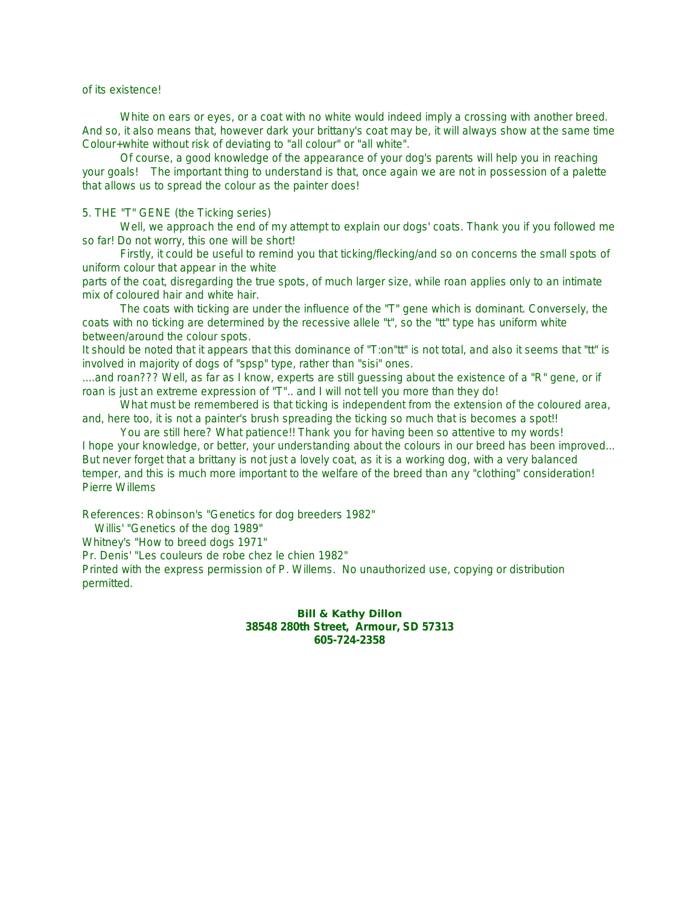of its existence!

White on ears or eyes, or a coat with no white would indeed imply a crossing with another breed. And so, it also means that, however dark your brittany's coat may be, it will always show at the same time Colour+white without risk of deviating to "all colour" or "all white".

Of course, a good knowledge of the appearance of your dog's parents will help you in reaching your goals! The important thing to understand is that, once again we are not in possession of a palette that allows us to spread the colour as the painter does!

5. THE "T" GENE (the Ticking series)

Well, we approach the end of my attempt to explain our dogs' coats. Thank you if you followed me so far! Do not worry, this one will be short!

Firstly, it could be useful to remind you that ticking/flecking/and so on concerns the small spots of uniform colour that appear in the white parts of the coat, disregarding the true spots, of much larger size, while roan applies only to an intimate mix of coloured hair and white hair.

The coats with ticking are under the influence of the "T" gene which is dominant. Conversely, the coats with no ticking are determined by the recessive allele "t", so the "tt" type has uniform white between/around the colour spots.

It should be noted that it appears that this dominance of "T:on"tt" is not total, and also it seems that "tt" is involved in majority of dogs of "spsp" type, rather than "sisi" ones.

....and roan??? Well, as far as I know, experts are still guessing about the existence of a "R" gene, or if roan is just an extreme expression of "T".. and I will not tell you more than they do!

What must be remembered is that ticking is independent from the extension of the coloured area, and, here too, it is not a painter's brush spreading the ticking so much that is becomes a spot!!

You are still here? What patience!! Thank you for having been so attentive to my words!

I hope your knowledge, or better, your understanding about the colours in our breed has been improved... But never forget that a brittany is not just a lovely coat, as it is a working dog, with a very balanced temper, and this is much more important to the welfare of the breed than any "clothing" consideration!

Pierre Willems

References: Robinson's "Genetics for dog breeders 1982"
Willis' "Genetics of the dog 1989"
Whitney's "How to breed dogs 1971"
Pr. Denis' "Les couleurs de robe chez le chien 1982"

Printed with the express permission of P. Willems. No unauthorized use, copying or distribution permitted.

**Bill & Kathy Dillon**
**38548 280th Street, Armour, SD 57313**
**605-724-2358**